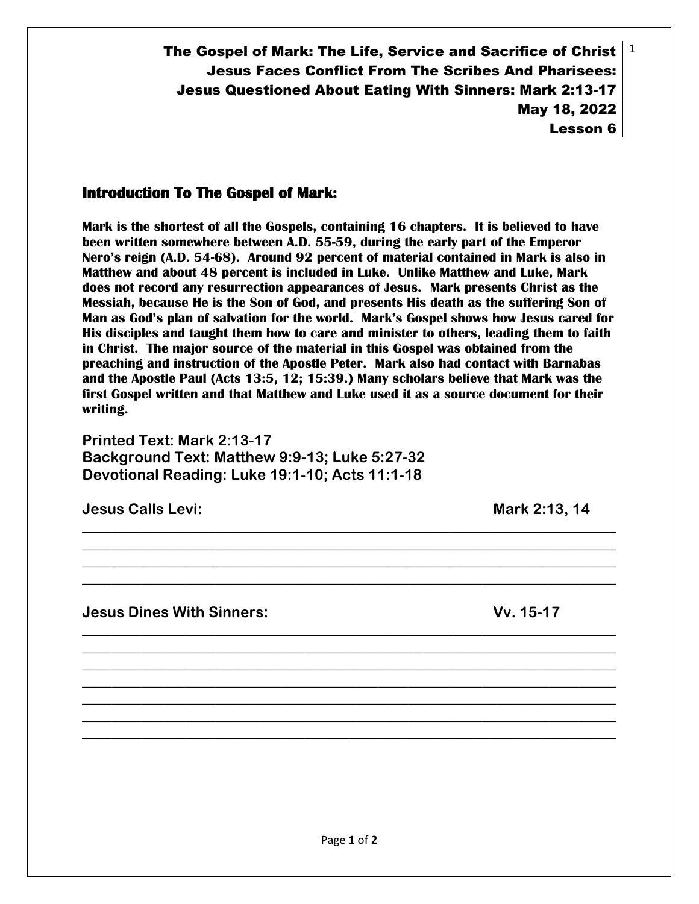**The Gospel of Mark: The Life, Service and Sacrifice of Christ**
**Jesus Faces Conflict From The Scribes And Pharisees:**
**Jesus Questioned About Eating With Sinners: Mark 2:13-17**
**May 18, 2022**
**Lesson 6**

## Introduction To The Gospel of Mark:

**Mark is the shortest of all the Gospels, containing 16 chapters. It is believed to have been written somewhere between A.D. 55-59, during the early part of the Emperor Nero's reign (A.D. 54-68). Around 92 percent of material contained in Mark is also in Matthew and about 48 percent is included in Luke. Unlike Matthew and Luke, Mark does not record any resurrection appearances of Jesus. Mark presents Christ as the Messiah, because He is the Son of God, and presents His death as the suffering Son of Man as God's plan of salvation for the world. Mark's Gospel shows how Jesus cared for His disciples and taught them how to care and minister to others, leading them to faith in Christ. The major source of the material in this Gospel was obtained from the preaching and instruction of the Apostle Peter. Mark also had contact with Barnabas and the Apostle Paul (Acts 13:5, 12; 15:39.) Many scholars believe that Mark was the first Gospel written and that Matthew and Luke used it as a source document for their writing.**

**Printed Text: Mark 2:13-17**
**Background Text: Matthew 9:9-13; Luke 5:27-32**
**Devotional Reading: Luke 19:1-10; Acts 11:1-18**

**Jesus Calls Levi: Mark 2:13, 14**

________________________________________________________________________
________________________________________________________________________
________________________________________________________________________
________________________________________________________________________

**Jesus Dines With Sinners: Vv. 15-17**

________________________________________________________________________
________________________________________________________________________
________________________________________________________________________
________________________________________________________________________
________________________________________________________________________
________________________________________________________________________
________________________________________________________________________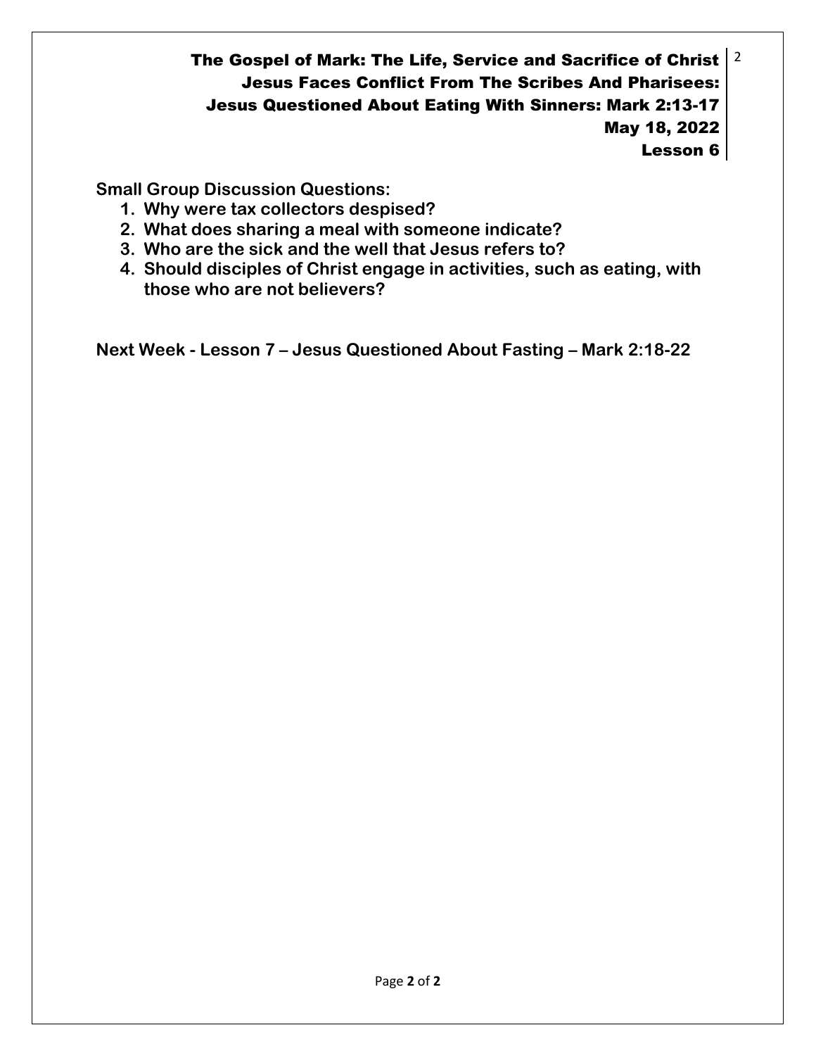**Small Group Discussion Questions:**

1. **Why were tax collectors despised?**
2. **What does sharing a meal with someone indicate?**
3. **Who are the sick and the well that Jesus refers to?**
4. **Should disciples of Christ engage in activities, such as eating, with those who are not believers?**

**Next Week - Lesson 7 – Jesus Questioned About Fasting – Mark 2:18-22**